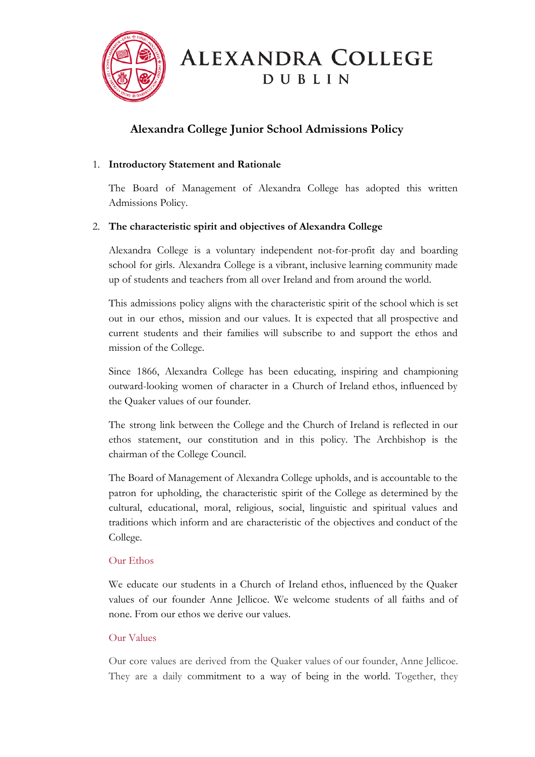# Alexandra College Dublin

## Alexandra College Junior School Admissions Policy

1. **Introductory Statement and Rationale**

   The Board of Management of Alexandra College has adopted this written Admissions Policy.

2. **The characteristic spirit and objectives of Alexandra College**

   Alexandra College is a voluntary independent not-for-profit day and boarding school for girls. Alexandra College is a vibrant, inclusive learning community made up of students and teachers from all over Ireland and from around the world.

   This admissions policy aligns with the characteristic spirit of the school which is set out in our ethos, mission and our values. It is expected that all prospective and current students and their families will subscribe to and support the ethos and mission of the College.

   Since 1866, Alexandra College has been educating, inspiring and championing outward-looking women of character in a Church of Ireland ethos, influenced by the Quaker values of our founder.

   The strong link between the College and the Church of Ireland is reflected in our ethos statement, our constitution and in this policy. The Archbishop is the chairman of the College Council.

   The Board of Management of Alexandra College upholds, and is accountable to the patron for upholding, the characteristic spirit of the College as determined by the cultural, educational, moral, religious, social, linguistic and spiritual values and traditions which inform and are characteristic of the objectives and conduct of the College.

   ### Our Ethos

   We educate our students in a Church of Ireland ethos, influenced by the Quaker values of our founder Anne Jellicoe. We welcome students of all faiths and of none. From our ethos we derive our values.

   ### Our Values

   Our core values are derived from the Quaker values of our founder, Anne Jellicoe. They are a daily commitment to a way of being in the world. Together, they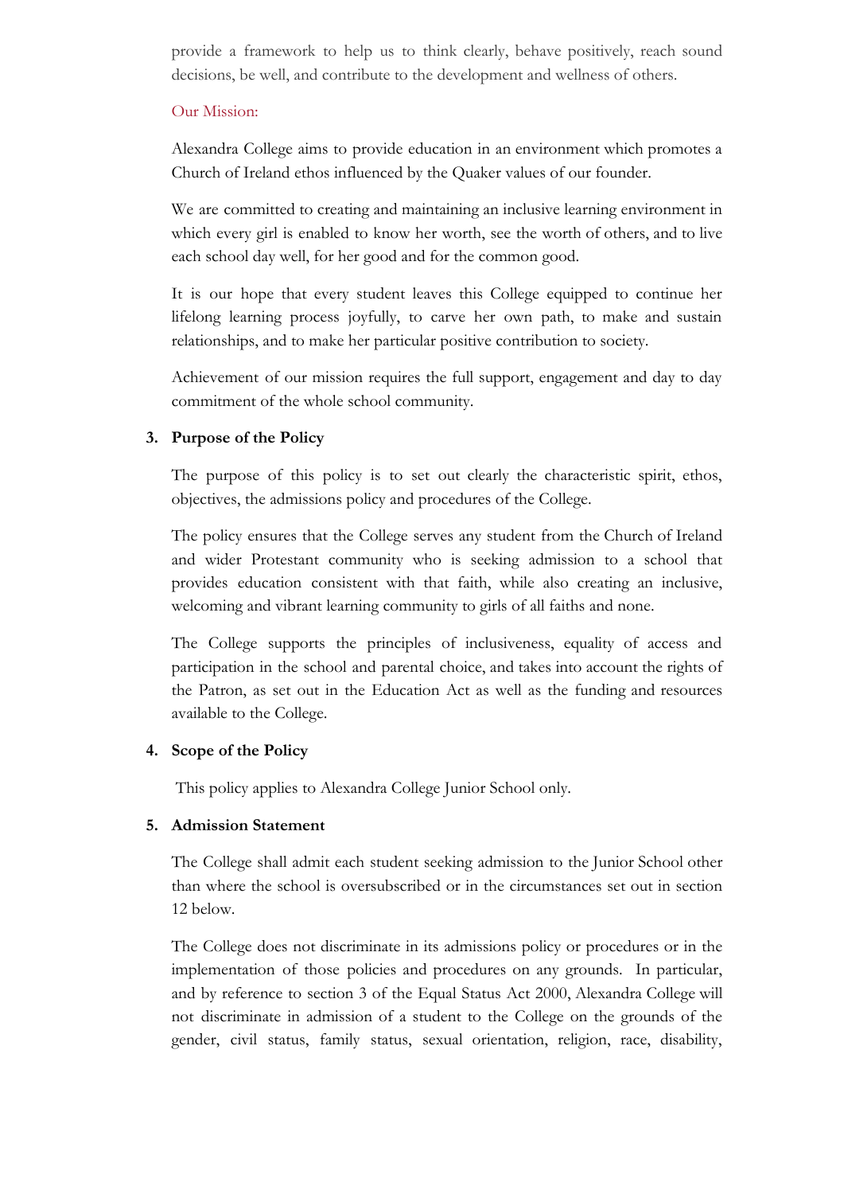provide a framework to help us to think clearly, behave positively, reach sound decisions, be well, and contribute to the development and wellness of others.

Our Mission:

Alexandra College aims to provide education in an environment which promotes a Church of Ireland ethos influenced by the Quaker values of our founder.

We are committed to creating and maintaining an inclusive learning environment in which every girl is enabled to know her worth, see the worth of others, and to live each school day well, for her good and for the common good.

It is our hope that every student leaves this College equipped to continue her lifelong learning process joyfully, to carve her own path, to make and sustain relationships, and to make her particular positive contribution to society.

Achievement of our mission requires the full support, engagement and day to day commitment of the whole school community.

## 3. Purpose of the Policy

The purpose of this policy is to set out clearly the characteristic spirit, ethos, objectives, the admissions policy and procedures of the College.

The policy ensures that the College serves any student from the Church of Ireland and wider Protestant community who is seeking admission to a school that provides education consistent with that faith, while also creating an inclusive, welcoming and vibrant learning community to girls of all faiths and none.

The College supports the principles of inclusiveness, equality of access and participation in the school and parental choice, and takes into account the rights of the Patron, as set out in the Education Act as well as the funding and resources available to the College.

## 4. Scope of the Policy

This policy applies to Alexandra College Junior School only.

## 5. Admission Statement

The College shall admit each student seeking admission to the Junior School other than where the school is oversubscribed or in the circumstances set out in section 12 below.

The College does not discriminate in its admissions policy or procedures or in the implementation of those policies and procedures on any grounds. In particular, and by reference to section 3 of the Equal Status Act 2000, Alexandra College will not discriminate in admission of a student to the College on the grounds of the gender, civil status, family status, sexual orientation, religion, race, disability,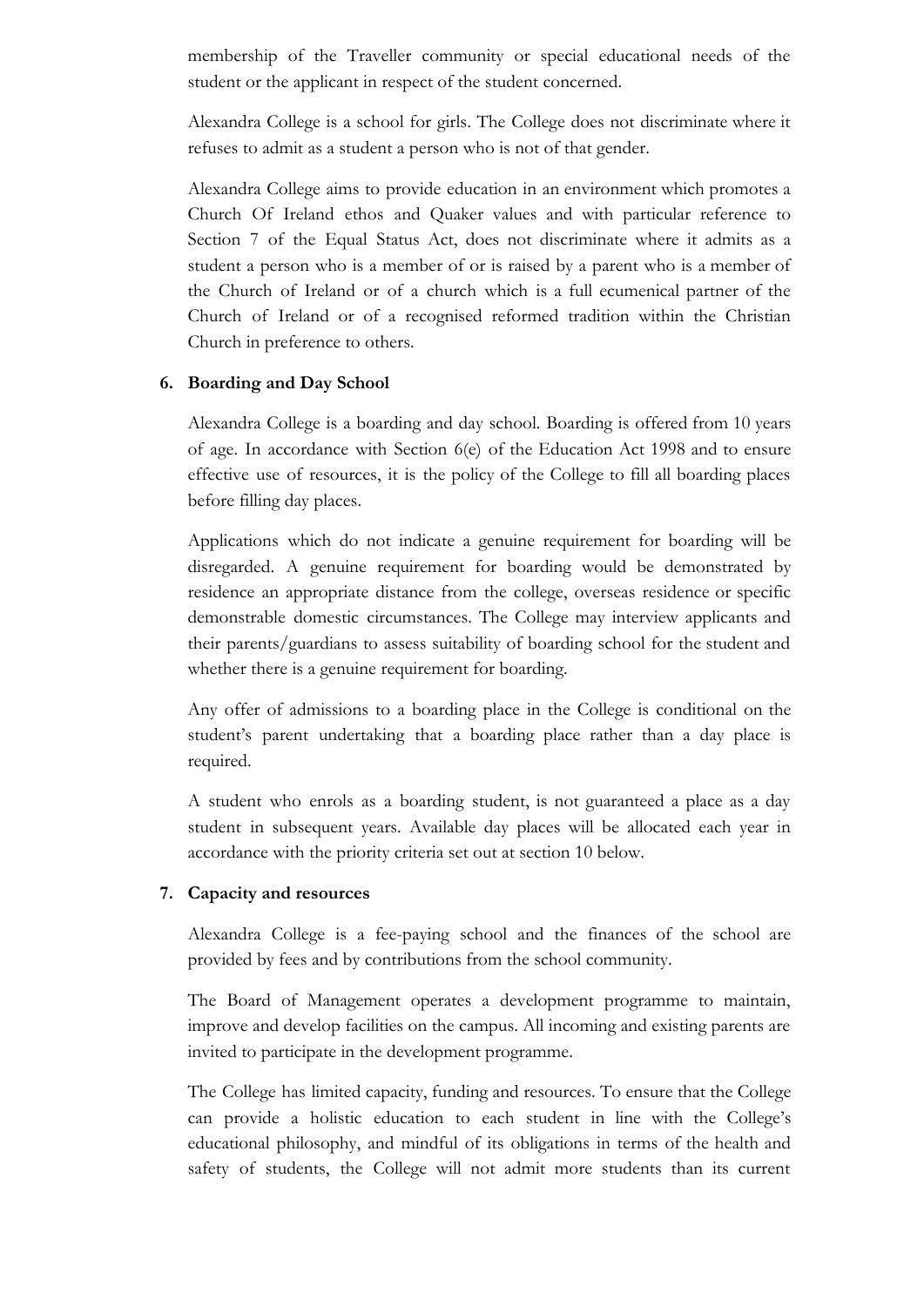membership of the Traveller community or special educational needs of the student or the applicant in respect of the student concerned.

Alexandra College is a school for girls. The College does not discriminate where it refuses to admit as a student a person who is not of that gender.

Alexandra College aims to provide education in an environment which promotes a Church Of Ireland ethos and Quaker values and with particular reference to Section 7 of the Equal Status Act, does not discriminate where it admits as a student a person who is a member of or is raised by a parent who is a member of the Church of Ireland or of a church which is a full ecumenical partner of the Church of Ireland or of a recognised reformed tradition within the Christian Church in preference to others.

## 6. Boarding and Day School

Alexandra College is a boarding and day school. Boarding is offered from 10 years of age. In accordance with Section 6(e) of the Education Act 1998 and to ensure effective use of resources, it is the policy of the College to fill all boarding places before filling day places.

Applications which do not indicate a genuine requirement for boarding will be disregarded. A genuine requirement for boarding would be demonstrated by residence an appropriate distance from the college, overseas residence or specific demonstrable domestic circumstances. The College may interview applicants and their parents/guardians to assess suitability of boarding school for the student and whether there is a genuine requirement for boarding.

Any offer of admissions to a boarding place in the College is conditional on the student's parent undertaking that a boarding place rather than a day place is required.

A student who enrols as a boarding student, is not guaranteed a place as a day student in subsequent years. Available day places will be allocated each year in accordance with the priority criteria set out at section 10 below.

## 7. Capacity and resources

Alexandra College is a fee-paying school and the finances of the school are provided by fees and by contributions from the school community.

The Board of Management operates a development programme to maintain, improve and develop facilities on the campus. All incoming and existing parents are invited to participate in the development programme.

The College has limited capacity, funding and resources. To ensure that the College can provide a holistic education to each student in line with the College's educational philosophy, and mindful of its obligations in terms of the health and safety of students, the College will not admit more students than its current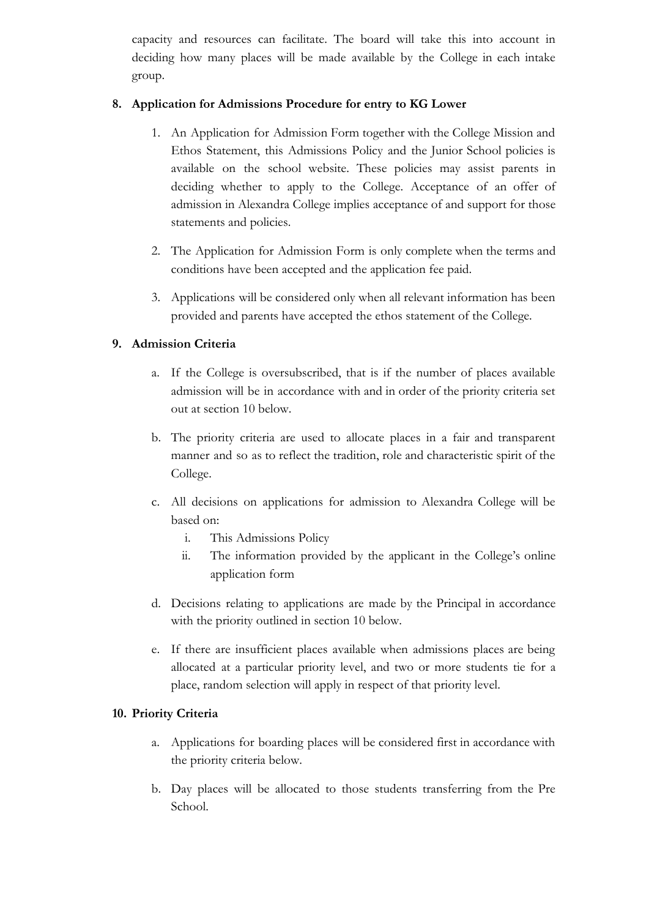capacity and resources can facilitate. The board will take this into account in deciding how many places will be made available by the College in each intake group.

**8. Application for Admissions Procedure for entry to KG Lower**

1. An Application for Admission Form together with the College Mission and Ethos Statement, this Admissions Policy and the Junior School policies is available on the school website. These policies may assist parents in deciding whether to apply to the College. Acceptance of an offer of admission in Alexandra College implies acceptance of and support for those statements and policies.

2. The Application for Admission Form is only complete when the terms and conditions have been accepted and the application fee paid.

3. Applications will be considered only when all relevant information has been provided and parents have accepted the ethos statement of the College.

**9. Admission Criteria**

a. If the College is oversubscribed, that is if the number of places available admission will be in accordance with and in order of the priority criteria set out at section 10 below.

b. The priority criteria are used to allocate places in a fair and transparent manner and so as to reflect the tradition, role and characteristic spirit of the College.

c. All decisions on applications for admission to Alexandra College will be based on:
   i. This Admissions Policy
   ii. The information provided by the applicant in the College's online application form

d. Decisions relating to applications are made by the Principal in accordance with the priority outlined in section 10 below.

e. If there are insufficient places available when admissions places are being allocated at a particular priority level, and two or more students tie for a place, random selection will apply in respect of that priority level.

**10. Priority Criteria**

a. Applications for boarding places will be considered first in accordance with the priority criteria below.

b. Day places will be allocated to those students transferring from the Pre School.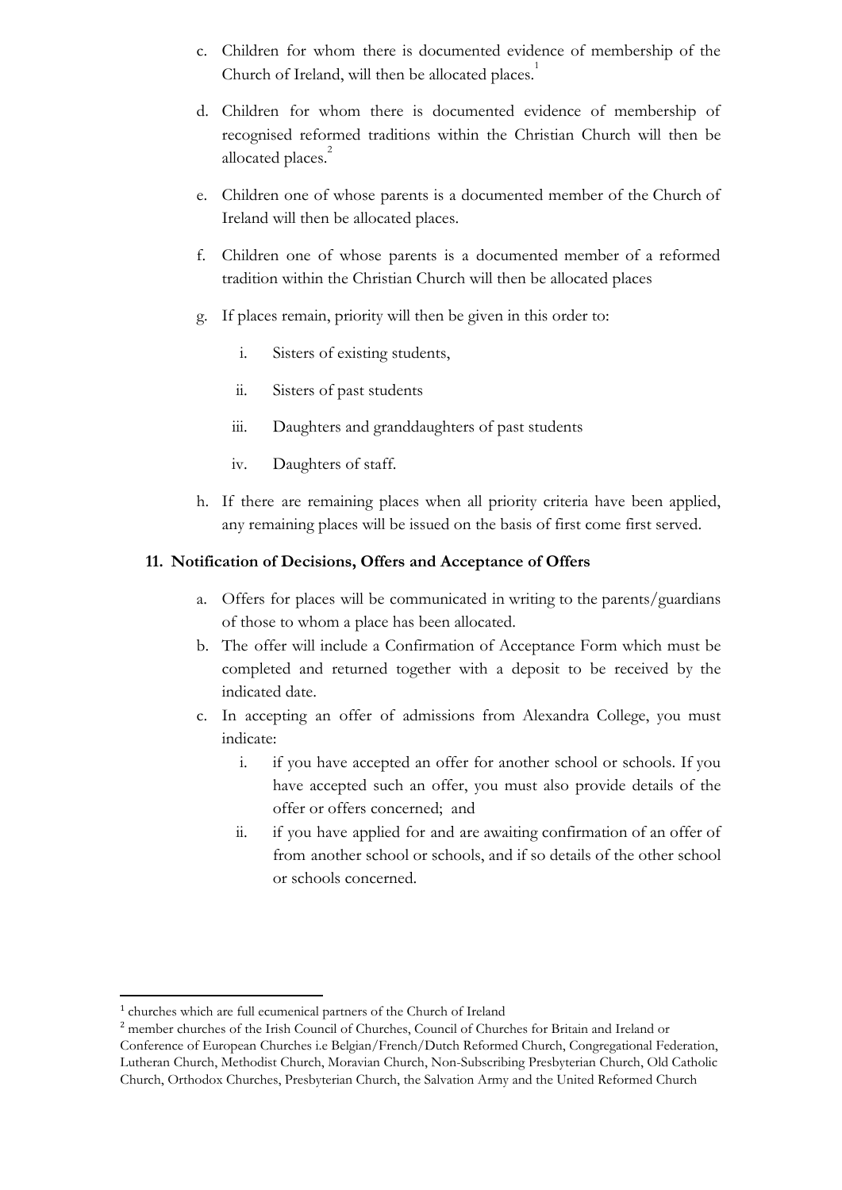c. Children for whom there is documented evidence of membership of the Church of Ireland, will then be allocated places.[1]

d. Children for whom there is documented evidence of membership of recognised reformed traditions within the Christian Church will then be allocated places.[2]

e. Children one of whose parents is a documented member of the Church of Ireland will then be allocated places.

f. Children one of whose parents is a documented member of a reformed tradition within the Christian Church will then be allocated places

g. If places remain, priority will then be given in this order to:

   i. Sisters of existing students,

   ii. Sisters of past students

   iii. Daughters and granddaughters of past students

   iv. Daughters of staff.

h. If there are remaining places when all priority criteria have been applied, any remaining places will be issued on the basis of first come first served.

### 11. Notification of Decisions, Offers and Acceptance of Offers

a. Offers for places will be communicated in writing to the parents/guardians of those to whom a place has been allocated.

b. The offer will include a Confirmation of Acceptance Form which must be completed and returned together with a deposit to be received by the indicated date.

c. In accepting an offer of admissions from Alexandra College, you must indicate:

   i. if you have accepted an offer for another school or schools. If you have accepted such an offer, you must also provide details of the offer or offers concerned; and

   ii. if you have applied for and are awaiting confirmation of an offer of from another school or schools, and if so details of the other school or schools concerned.

---

[1] churches which are full ecumenical partners of the Church of Ireland

[2] member churches of the Irish Council of Churches, Council of Churches for Britain and Ireland or Conference of European Churches i.e Belgian/French/Dutch Reformed Church, Congregational Federation, Lutheran Church, Methodist Church, Moravian Church, Non-Subscribing Presbyterian Church, Old Catholic Church, Orthodox Churches, Presbyterian Church, the Salvation Army and the United Reformed Church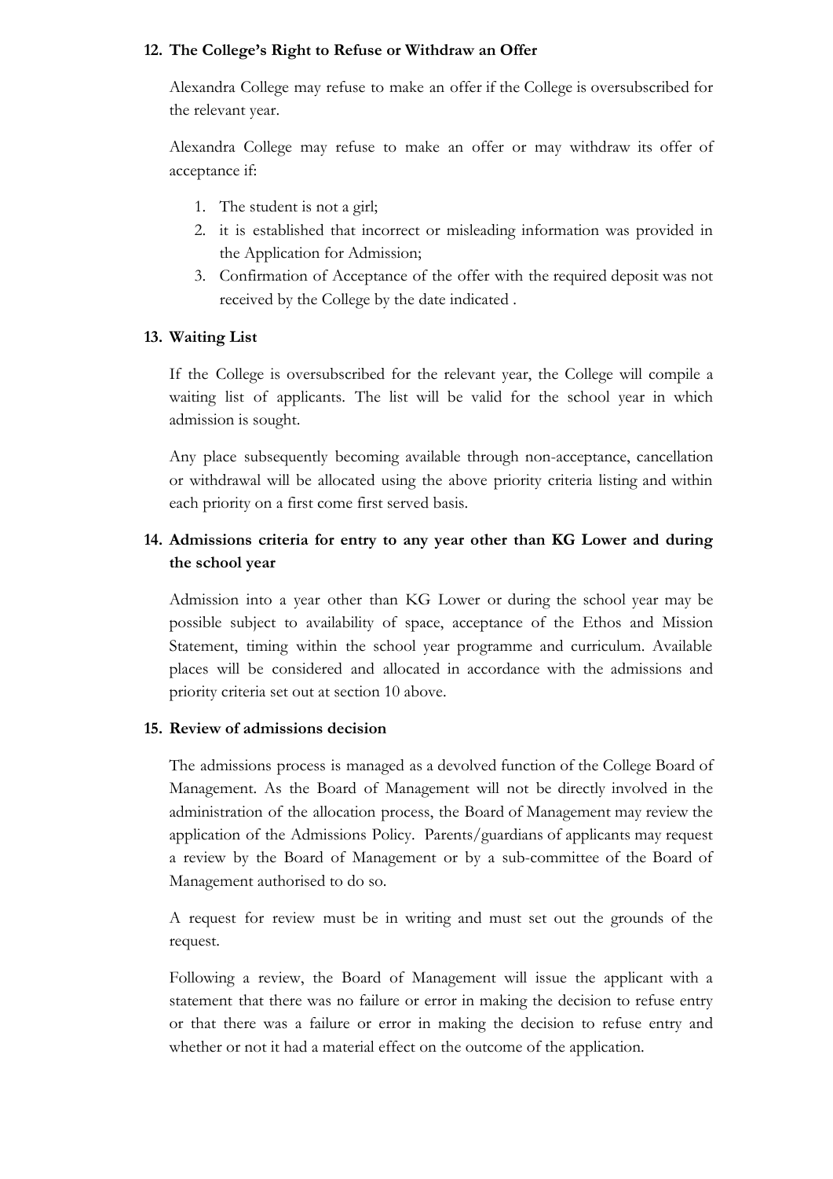## 12. The College's Right to Refuse or Withdraw an Offer

Alexandra College may refuse to make an offer if the College is oversubscribed for the relevant year.

Alexandra College may refuse to make an offer or may withdraw its offer of acceptance if:

1. The student is not a girl;
2. it is established that incorrect or misleading information was provided in the Application for Admission;
3. Confirmation of Acceptance of the offer with the required deposit was not received by the College by the date indicated .

## 13. Waiting List

If the College is oversubscribed for the relevant year, the College will compile a waiting list of applicants. The list will be valid for the school year in which admission is sought.

Any place subsequently becoming available through non-acceptance, cancellation or withdrawal will be allocated using the above priority criteria listing and within each priority on a first come first served basis.

## 14. Admissions criteria for entry to any year other than KG Lower and during the school year

Admission into a year other than KG Lower or during the school year may be possible subject to availability of space, acceptance of the Ethos and Mission Statement, timing within the school year programme and curriculum. Available places will be considered and allocated in accordance with the admissions and priority criteria set out at section 10 above.

## 15. Review of admissions decision

The admissions process is managed as a devolved function of the College Board of Management. As the Board of Management will not be directly involved in the administration of the allocation process, the Board of Management may review the application of the Admissions Policy. Parents/guardians of applicants may request a review by the Board of Management or by a sub-committee of the Board of Management authorised to do so.

A request for review must be in writing and must set out the grounds of the request.

Following a review, the Board of Management will issue the applicant with a statement that there was no failure or error in making the decision to refuse entry or that there was a failure or error in making the decision to refuse entry and whether or not it had a material effect on the outcome of the application.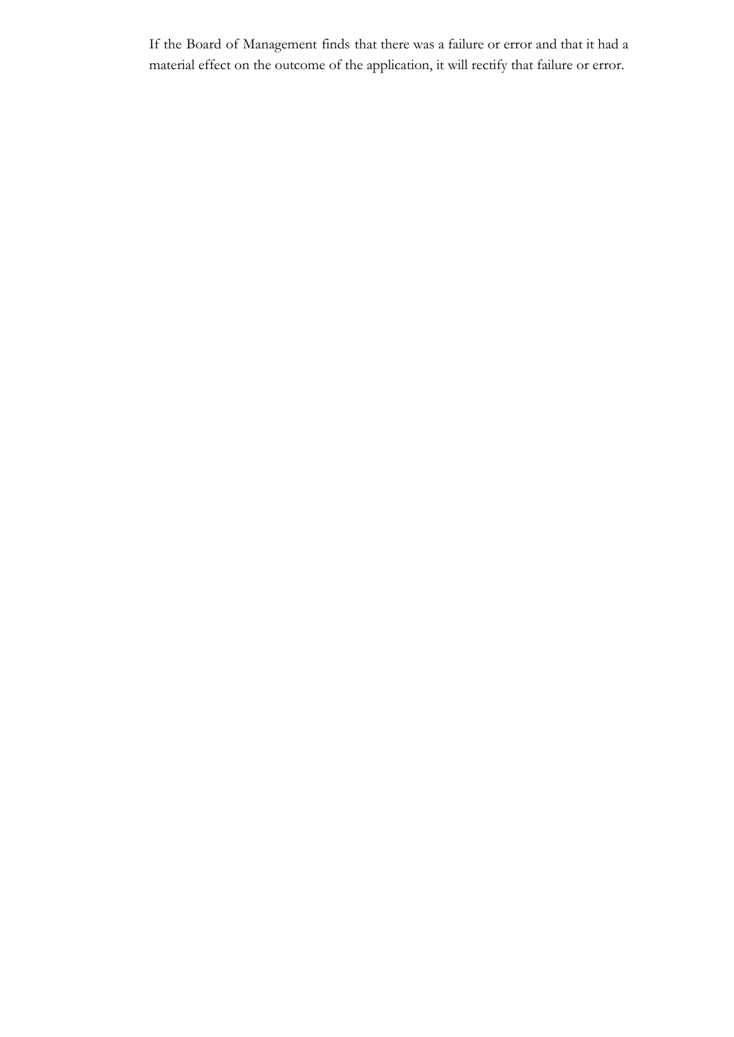If the Board of Management finds that there was a failure or error and that it had a material effect on the outcome of the application, it will rectify that failure or error.